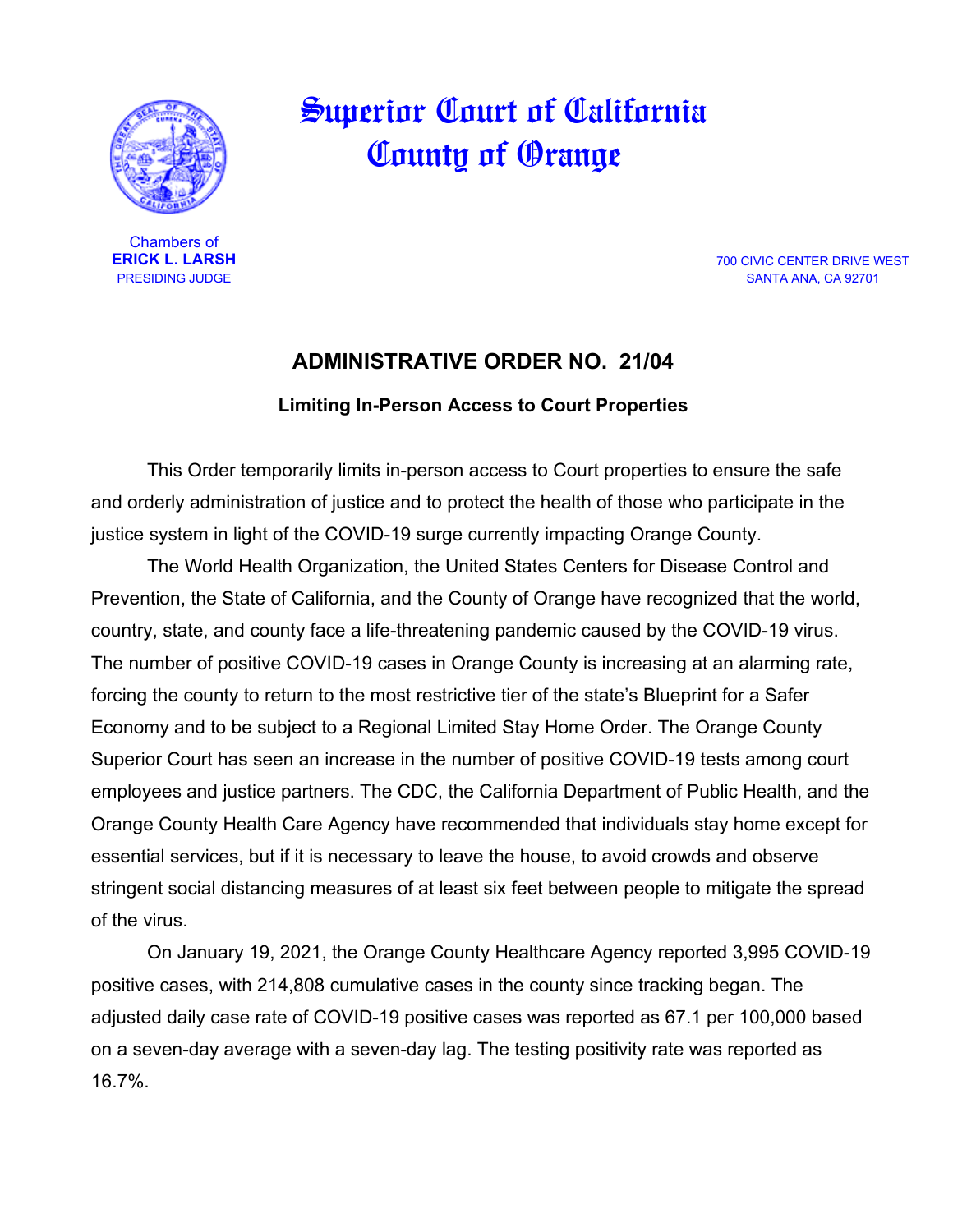# Superior Court of California
# County of Orange

Chambers of
**ERICK L. LARSH**
PRESIDING JUDGE

700 CIVIC CENTER DRIVE WEST
SANTA ANA, CA 92701

## ADMINISTRATIVE ORDER NO. 21/04

### Limiting In-Person Access to Court Properties

This Order temporarily limits in-person access to Court properties to ensure the safe and orderly administration of justice and to protect the health of those who participate in the justice system in light of the COVID-19 surge currently impacting Orange County.

The World Health Organization, the United States Centers for Disease Control and Prevention, the State of California, and the County of Orange have recognized that the world, country, state, and county face a life-threatening pandemic caused by the COVID-19 virus. The number of positive COVID-19 cases in Orange County is increasing at an alarming rate, forcing the county to return to the most restrictive tier of the state's Blueprint for a Safer Economy and to be subject to a Regional Limited Stay Home Order. The Orange County Superior Court has seen an increase in the number of positive COVID-19 tests among court employees and justice partners. The CDC, the California Department of Public Health, and the Orange County Health Care Agency have recommended that individuals stay home except for essential services, but if it is necessary to leave the house, to avoid crowds and observe stringent social distancing measures of at least six feet between people to mitigate the spread of the virus.

On January 19, 2021, the Orange County Healthcare Agency reported 3,995 COVID-19 positive cases, with 214,808 cumulative cases in the county since tracking began. The adjusted daily case rate of COVID-19 positive cases was reported as 67.1 per 100,000 based on a seven-day average with a seven-day lag. The testing positivity rate was reported as 16.7%.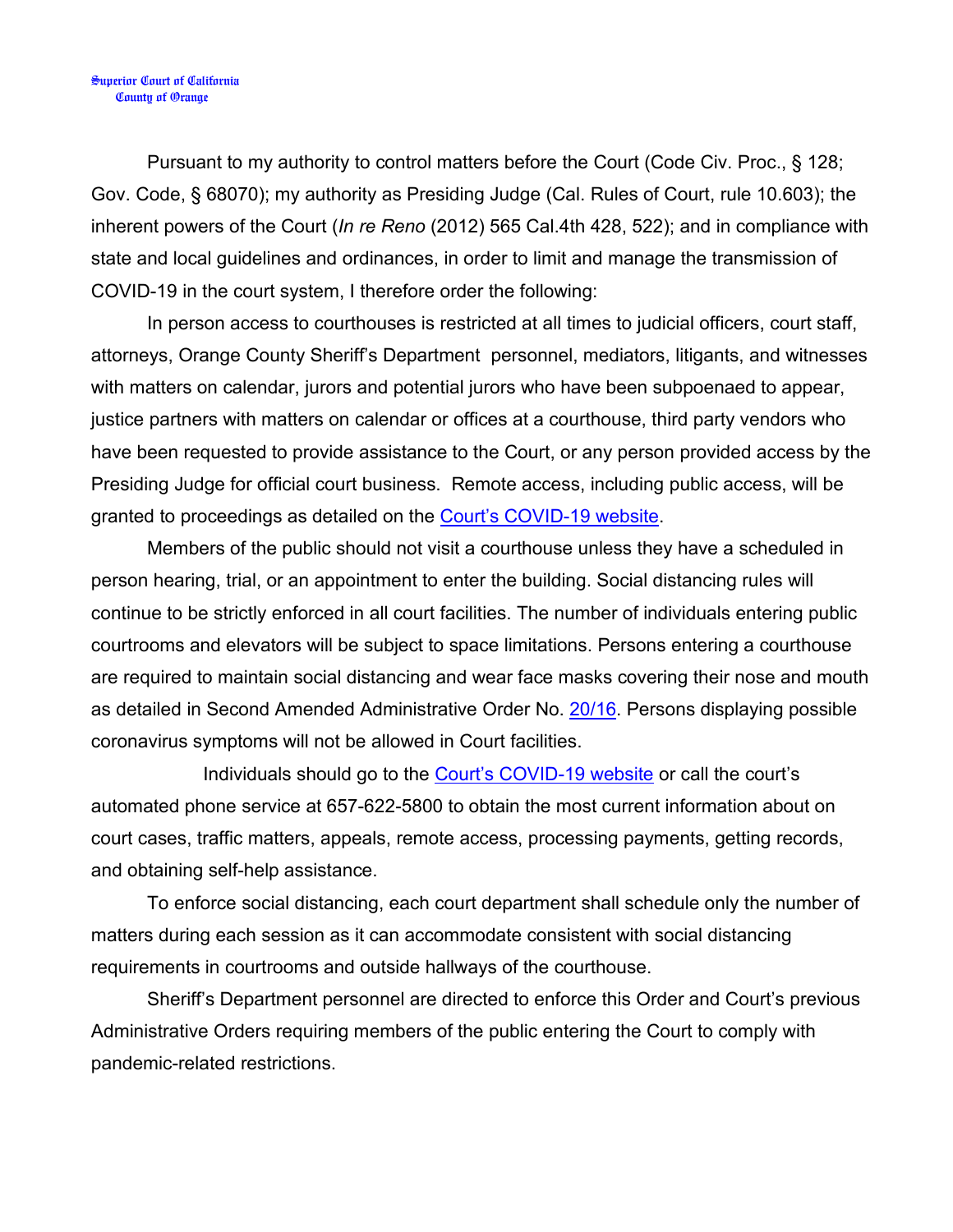Pursuant to my authority to control matters before the Court (Code Civ. Proc., § 128; Gov. Code, § 68070); my authority as Presiding Judge (Cal. Rules of Court, rule 10.603); the inherent powers of the Court (*In re Reno* (2012) 565 Cal.4th 428, 522); and in compliance with state and local guidelines and ordinances, in order to limit and manage the transmission of COVID-19 in the court system, I therefore order the following:

In person access to courthouses is restricted at all times to judicial officers, court staff, attorneys, Orange County Sheriff's Department personnel, mediators, litigants, and witnesses with matters on calendar, jurors and potential jurors who have been subpoenaed to appear, justice partners with matters on calendar or offices at a courthouse, third party vendors who have been requested to provide assistance to the Court, or any person provided access by the Presiding Judge for official court business. Remote access, including public access, will be granted to proceedings as detailed on the Court's COVID-19 website.

Members of the public should not visit a courthouse unless they have a scheduled in person hearing, trial, or an appointment to enter the building. Social distancing rules will continue to be strictly enforced in all court facilities. The number of individuals entering public courtrooms and elevators will be subject to space limitations. Persons entering a courthouse are required to maintain social distancing and wear face masks covering their nose and mouth as detailed in Second Amended Administrative Order No. 20/16. Persons displaying possible coronavirus symptoms will not be allowed in Court facilities.

Individuals should go to the Court's COVID-19 website or call the court's automated phone service at 657-622-5800 to obtain the most current information about on court cases, traffic matters, appeals, remote access, processing payments, getting records, and obtaining self-help assistance.

To enforce social distancing, each court department shall schedule only the number of matters during each session as it can accommodate consistent with social distancing requirements in courtrooms and outside hallways of the courthouse.

Sheriff's Department personnel are directed to enforce this Order and Court's previous Administrative Orders requiring members of the public entering the Court to comply with pandemic-related restrictions.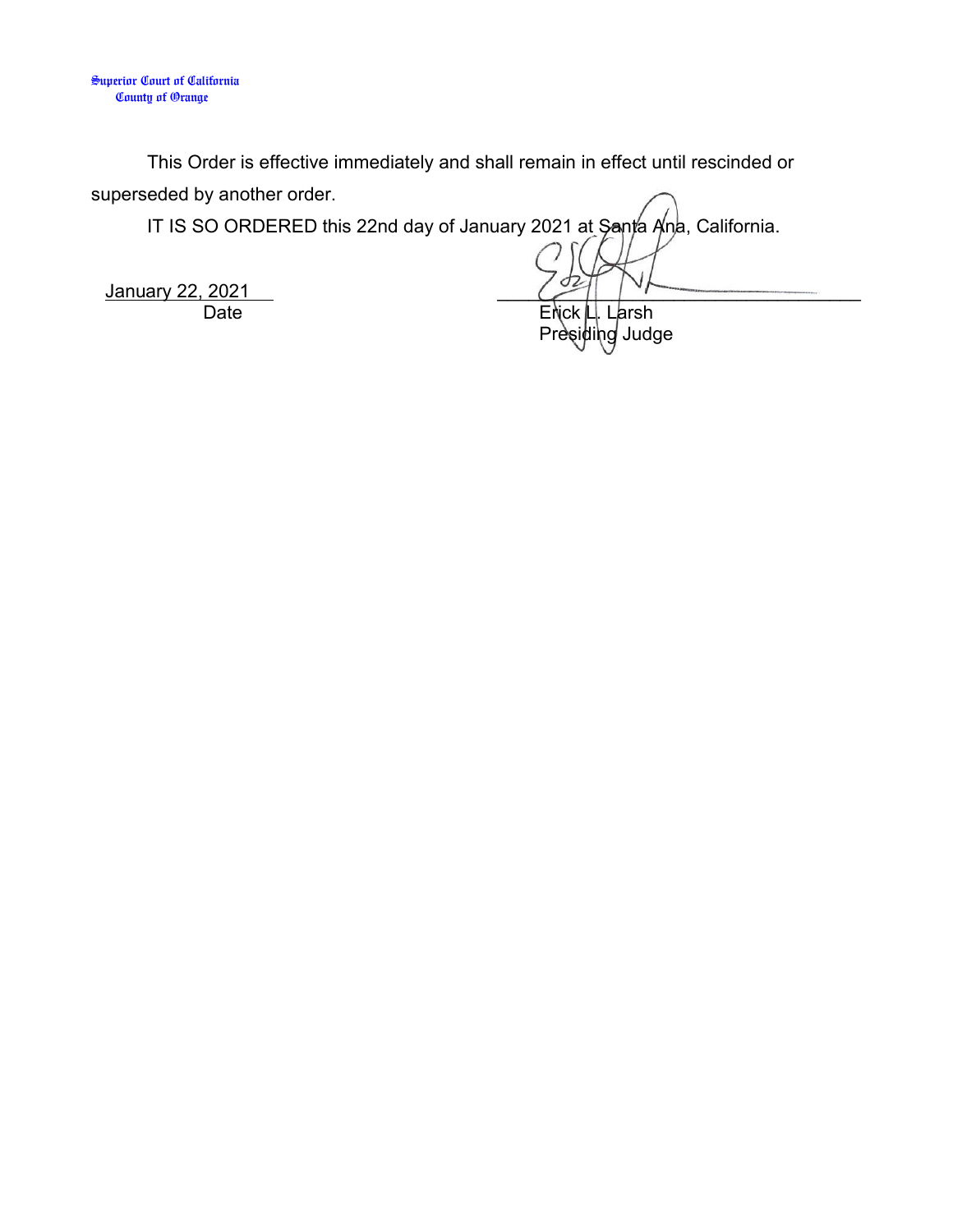This Order is effective immediately and shall remain in effect until rescinded or superseded by another order.

IT IS SO ORDERED this 22nd day of January 2021 at Santa Ana, California.

January 22, 2021
Date

Erick L. Larsh
Presiding Judge